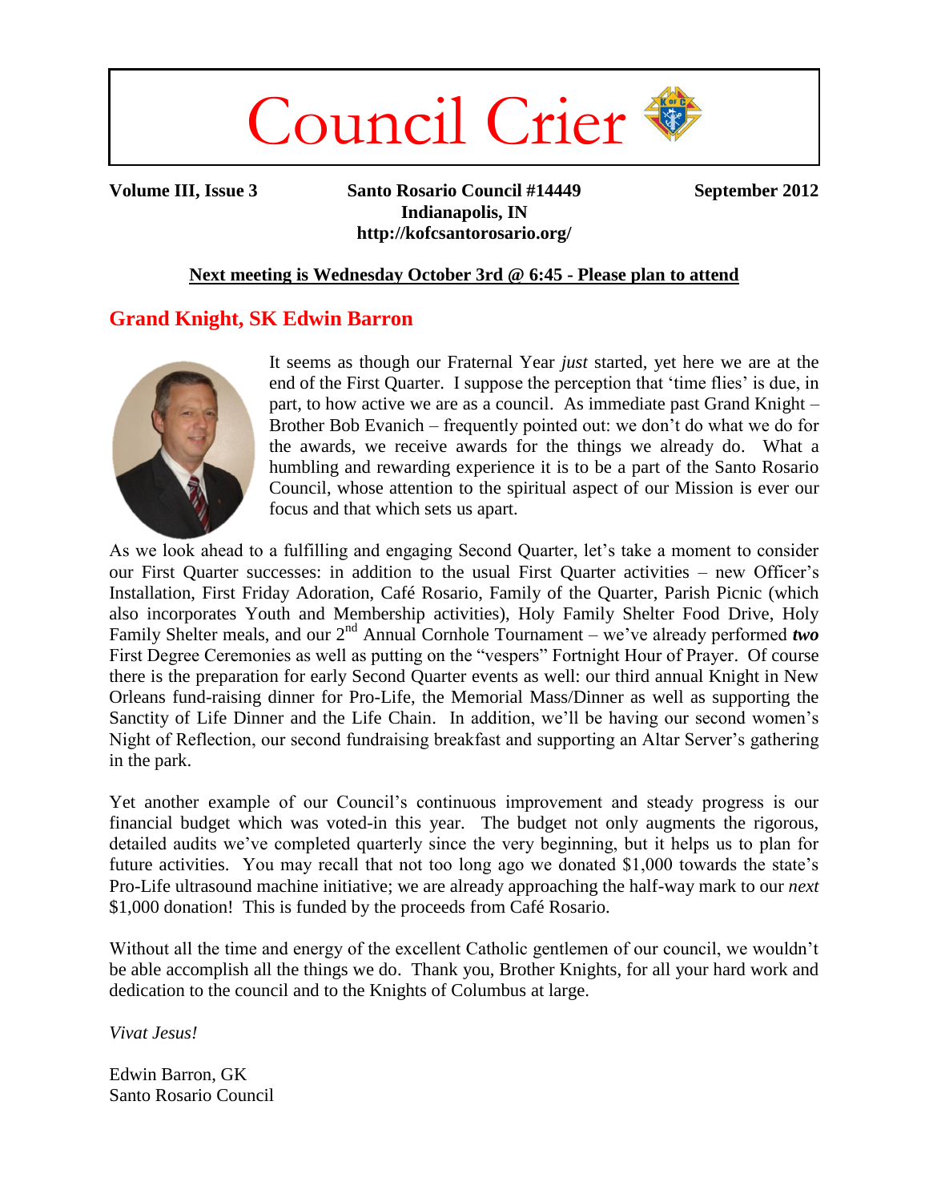# Council Crier

**Volume III, Issue 3** | **Santo Rosario Council #14449** | **September 2012**

**Indianapolis, IN**

**http://kofcsantorosario.org/**

**Next meeting is Wednesday October 3rd @ 6:45 - Please plan to attend**

## Grand Knight, SK Edwin Barron

It seems as though our Fraternal Year *just* started, yet here we are at the end of the First Quarter. I suppose the perception that 'time flies' is due, in part, to how active we are as a council. As immediate past Grand Knight – Brother Bob Evanich – frequently pointed out: we don't do what we do for the awards, we receive awards for the things we already do. What a humbling and rewarding experience it is to be a part of the Santo Rosario Council, whose attention to the spiritual aspect of our Mission is ever our focus and that which sets us apart.

As we look ahead to a fulfilling and engaging Second Quarter, let's take a moment to consider our First Quarter successes: in addition to the usual First Quarter activities – new Officer's Installation, First Friday Adoration, Café Rosario, Family of the Quarter, Parish Picnic (which also incorporates Youth and Membership activities), Holy Family Shelter Food Drive, Holy Family Shelter meals, and our 2nd Annual Cornhole Tournament – we've already performed ***two*** First Degree Ceremonies as well as putting on the "vespers" Fortnight Hour of Prayer. Of course there is the preparation for early Second Quarter events as well: our third annual Knight in New Orleans fund-raising dinner for Pro-Life, the Memorial Mass/Dinner as well as supporting the Sanctity of Life Dinner and the Life Chain. In addition, we'll be having our second women's Night of Reflection, our second fundraising breakfast and supporting an Altar Server's gathering in the park.

Yet another example of our Council's continuous improvement and steady progress is our financial budget which was voted-in this year. The budget not only augments the rigorous, detailed audits we've completed quarterly since the very beginning, but it helps us to plan for future activities. You may recall that not too long ago we donated $1,000 towards the state's Pro-Life ultrasound machine initiative; we are already approaching the half-way mark to our *next* $1,000 donation! This is funded by the proceeds from Café Rosario.

Without all the time and energy of the excellent Catholic gentlemen of our council, we wouldn't be able accomplish all the things we do. Thank you, Brother Knights, for all your hard work and dedication to the council and to the Knights of Columbus at large.

*Vivat Jesus!*

Edwin Barron, GK
Santo Rosario Council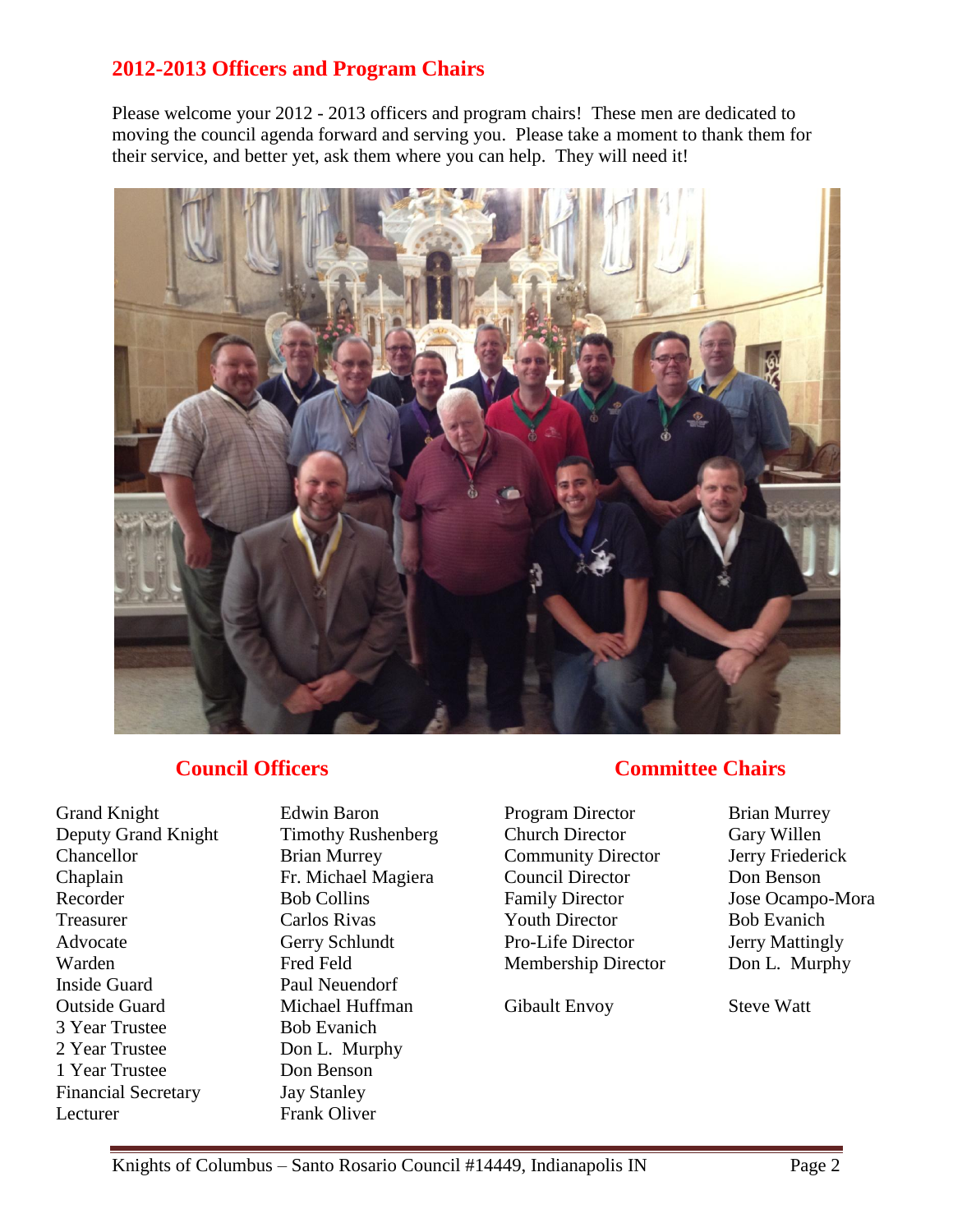## 2012-2013 Officers and Program Chairs

Please welcome your 2012 - 2013 officers and program chairs! These men are dedicated to moving the council agenda forward and serving you. Please take a moment to thank them for their service, and better yet, ask them where you can help. They will need it!

### Council Officers

| | |
|---|---|
| Grand Knight | Edwin Baron |
| Deputy Grand Knight | Timothy Rushenberg |
| Chancellor | Brian Murrey |
| Chaplain | Fr. Michael Magiera |
| Recorder | Bob Collins |
| Treasurer | Carlos Rivas |
| Advocate | Gerry Schlundt |
| Warden | Fred Feld |
| Inside Guard | Paul Neuendorf |
| Outside Guard | Michael Huffman |
| 3 Year Trustee | Bob Evanich |
| 2 Year Trustee | Don L. Murphy |
| 1 Year Trustee | Don Benson |
| Financial Secretary | Jay Stanley |
| Lecturer | Frank Oliver |

### Committee Chairs

| | |
|---|---|
| Program Director | Brian Murrey |
| Church Director | Gary Willen |
| Community Director | Jerry Friederick |
| Council Director | Don Benson |
| Family Director | Jose Ocampo-Mora |
| Youth Director | Bob Evanich |
| Pro-Life Director | Jerry Mattingly |
| Membership Director | Don L. Murphy |
| Gibault Envoy | Steve Watt |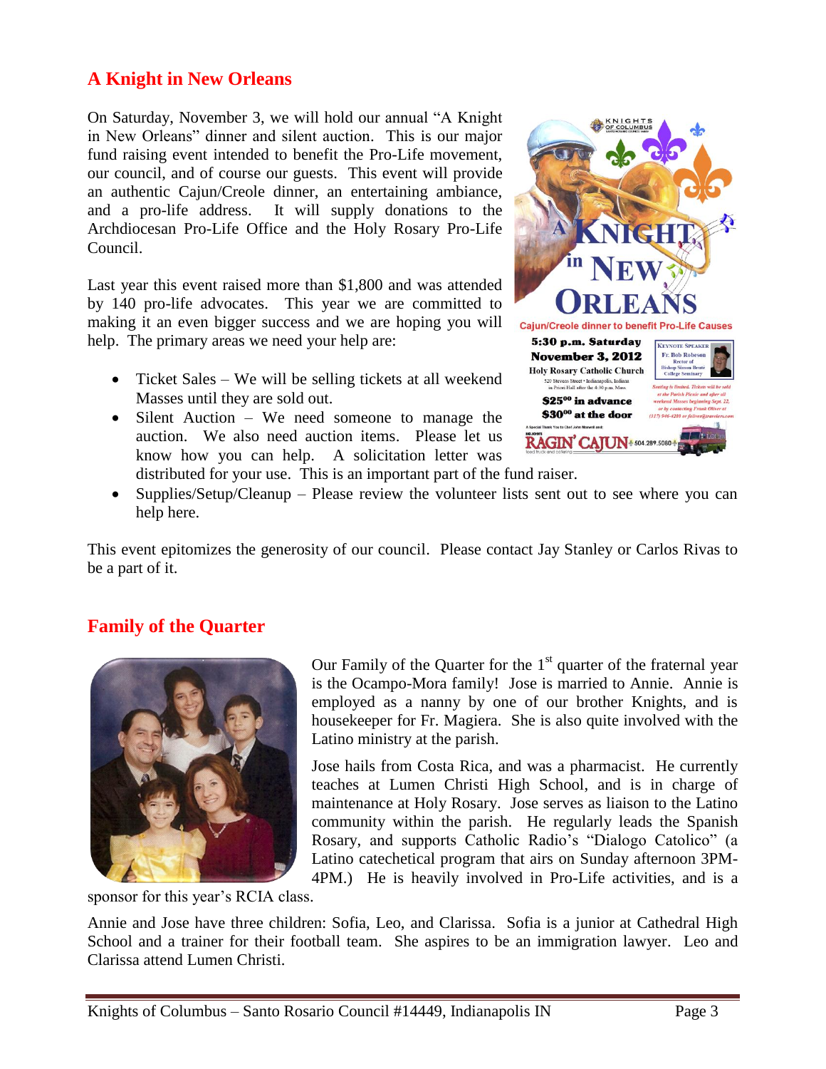## A Knight in New Orleans

On Saturday, November 3, we will hold our annual "A Knight in New Orleans" dinner and silent auction. This is our major fund raising event intended to benefit the Pro-Life movement, our council, and of course our guests. This event will provide an authentic Cajun/Creole dinner, an entertaining ambiance, and a pro-life address. It will supply donations to the Archdiocesan Pro-Life Office and the Holy Rosary Pro-Life Council.

Last year this event raised more than $1,800 and was attended by 140 pro-life advocates. This year we are committed to making it an even bigger success and we are hoping you will help. The primary areas we need your help are:

- Ticket Sales – We will be selling tickets at all weekend Masses until they are sold out.
- Silent Auction – We need someone to manage the auction. We also need auction items. Please let us know how you can help. A solicitation letter was distributed for your use. This is an important part of the fund raiser.
- Supplies/Setup/Cleanup – Please review the volunteer lists sent out to see where you can help here.

This event epitomizes the generosity of our council. Please contact Jay Stanley or Carlos Rivas to be a part of it.

## Family of the Quarter

Our Family of the Quarter for the 1st quarter of the fraternal year is the Ocampo-Mora family! Jose is married to Annie. Annie is employed as a nanny by one of our brother Knights, and is housekeeper for Fr. Magiera. She is also quite involved with the Latino ministry at the parish.

Jose hails from Costa Rica, and was a pharmacist. He currently teaches at Lumen Christi High School, and is in charge of maintenance at Holy Rosary. Jose serves as liaison to the Latino community within the parish. He regularly leads the Spanish Rosary, and supports Catholic Radio's "Dialogo Catolico" (a Latino catechetical program that airs on Sunday afternoon 3PM-4PM.) He is heavily involved in Pro-Life activities, and is a sponsor for this year's RCIA class.

Annie and Jose have three children: Sofia, Leo, and Clarissa. Sofia is a junior at Cathedral High School and a trainer for their football team. She aspires to be an immigration lawyer. Leo and Clarissa attend Lumen Christi.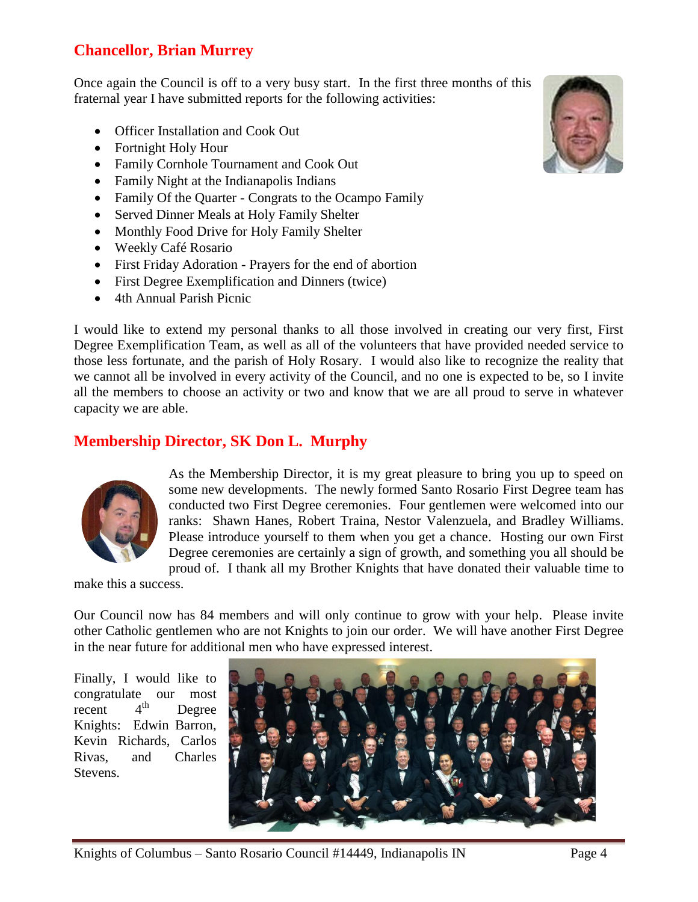## Chancellor, Brian Murrey

Once again the Council is off to a very busy start. In the first three months of this fraternal year I have submitted reports for the following activities:

- Officer Installation and Cook Out
- Fortnight Holy Hour
- Family Cornhole Tournament and Cook Out
- Family Night at the Indianapolis Indians
- Family Of the Quarter - Congrats to the Ocampo Family
- Served Dinner Meals at Holy Family Shelter
- Monthly Food Drive for Holy Family Shelter
- Weekly Café Rosario
- First Friday Adoration - Prayers for the end of abortion
- First Degree Exemplification and Dinners (twice)
- 4th Annual Parish Picnic

I would like to extend my personal thanks to all those involved in creating our very first, First Degree Exemplification Team, as well as all of the volunteers that have provided needed service to those less fortunate, and the parish of Holy Rosary. I would also like to recognize the reality that we cannot all be involved in every activity of the Council, and no one is expected to be, so I invite all the members to choose an activity or two and know that we are all proud to serve in whatever capacity we are able.

## Membership Director, SK Don L. Murphy

As the Membership Director, it is my great pleasure to bring you up to speed on some new developments. The newly formed Santo Rosario First Degree team has conducted two First Degree ceremonies. Four gentlemen were welcomed into our ranks: Shawn Hanes, Robert Traina, Nestor Valenzuela, and Bradley Williams. Please introduce yourself to them when you get a chance. Hosting our own First Degree ceremonies are certainly a sign of growth, and something you all should be proud of. I thank all my Brother Knights that have donated their valuable time to make this a success.

Our Council now has 84 members and will only continue to grow with your help. Please invite other Catholic gentlemen who are not Knights to join our order. We will have another First Degree in the near future for additional men who have expressed interest.

Finally, I would like to congratulate our most recent 4th Degree Knights: Edwin Barron, Kevin Richards, Carlos Rivas, and Charles Stevens.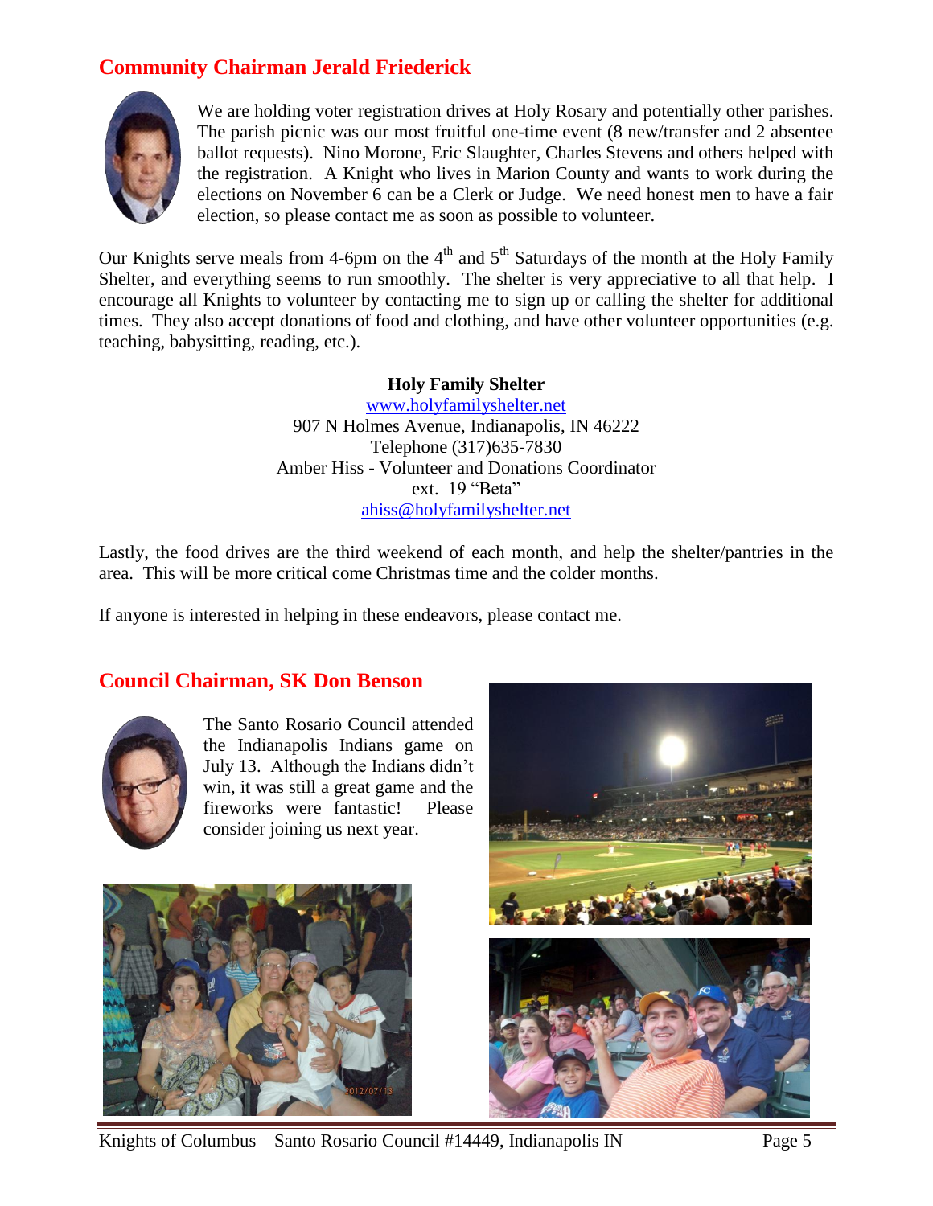## Community Chairman Jerald Friederick

We are holding voter registration drives at Holy Rosary and potentially other parishes. The parish picnic was our most fruitful one-time event (8 new/transfer and 2 absentee ballot requests). Nino Morone, Eric Slaughter, Charles Stevens and others helped with the registration. A Knight who lives in Marion County and wants to work during the elections on November 6 can be a Clerk or Judge. We need honest men to have a fair election, so please contact me as soon as possible to volunteer.

Our Knights serve meals from 4-6pm on the 4th and 5th Saturdays of the month at the Holy Family Shelter, and everything seems to run smoothly. The shelter is very appreciative to all that help. I encourage all Knights to volunteer by contacting me to sign up or calling the shelter for additional times. They also accept donations of food and clothing, and have other volunteer opportunities (e.g. teaching, babysitting, reading, etc.).

**Holy Family Shelter**
www.holyfamilyshelter.net
907 N Holmes Avenue, Indianapolis, IN 46222
Telephone (317)635-7830
Amber Hiss - Volunteer and Donations Coordinator
ext. 19 "Beta"
ahiss@holyfamilyshelter.net

Lastly, the food drives are the third weekend of each month, and help the shelter/pantries in the area. This will be more critical come Christmas time and the colder months.

If anyone is interested in helping in these endeavors, please contact me.

## Council Chairman, SK Don Benson

The Santo Rosario Council attended the Indianapolis Indians game on July 13. Although the Indians didn't win, it was still a great game and the fireworks were fantastic! Please consider joining us next year.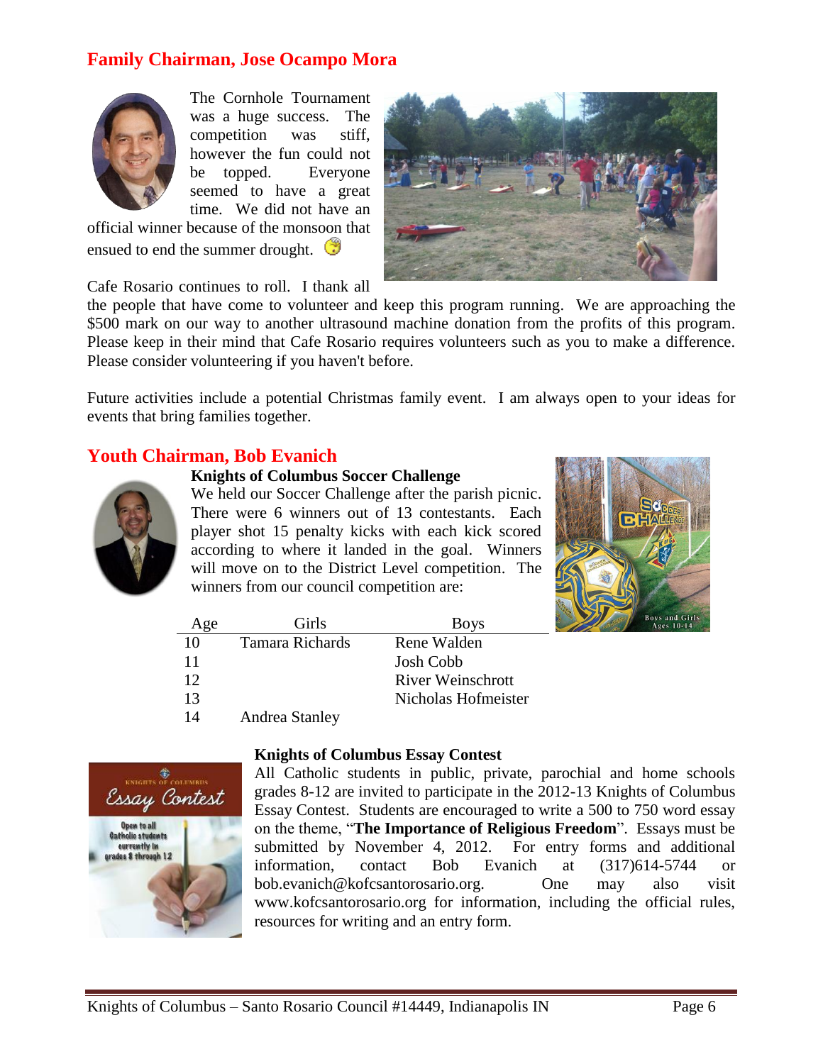## Family Chairman, Jose Ocampo Mora

The Cornhole Tournament was a huge success. The competition was stiff, however the fun could not be topped. Everyone seemed to have a great time. We did not have an official winner because of the monsoon that ensued to end the summer drought.

Cafe Rosario continues to roll. I thank all the people that have come to volunteer and keep this program running. We are approaching the $500 mark on our way to another ultrasound machine donation from the profits of this program. Please keep in their mind that Cafe Rosario requires volunteers such as you to make a difference. Please consider volunteering if you haven't before.

Future activities include a potential Christmas family event. I am always open to your ideas for events that bring families together.

## Youth Chairman, Bob Evanich

### Knights of Columbus Soccer Challenge

We held our Soccer Challenge after the parish picnic. There were 6 winners out of 13 contestants. Each player shot 15 penalty kicks with each kick scored according to where it landed in the goal. Winners will move on to the District Level competition. The winners from our council competition are:

| Age | Girls | Boys |
|---|---|---|
| 10 | Tamara Richards | Rene Walden |
| 11 | | Josh Cobb |
| 12 | | River Weinschrott |
| 13 | | Nicholas Hofmeister |
| 14 | Andrea Stanley | |

### Knights of Columbus Essay Contest

All Catholic students in public, private, parochial and home schools grades 8-12 are invited to participate in the 2012-13 Knights of Columbus Essay Contest. Students are encouraged to write a 500 to 750 word essay on the theme, "**The Importance of Religious Freedom**". Essays must be submitted by November 4, 2012. For entry forms and additional information, contact Bob Evanich at (317)614-5744 or bob.evanich@kofcsantorosario.org. One may also visit www.kofcsantorosario.org for information, including the official rules, resources for writing and an entry form.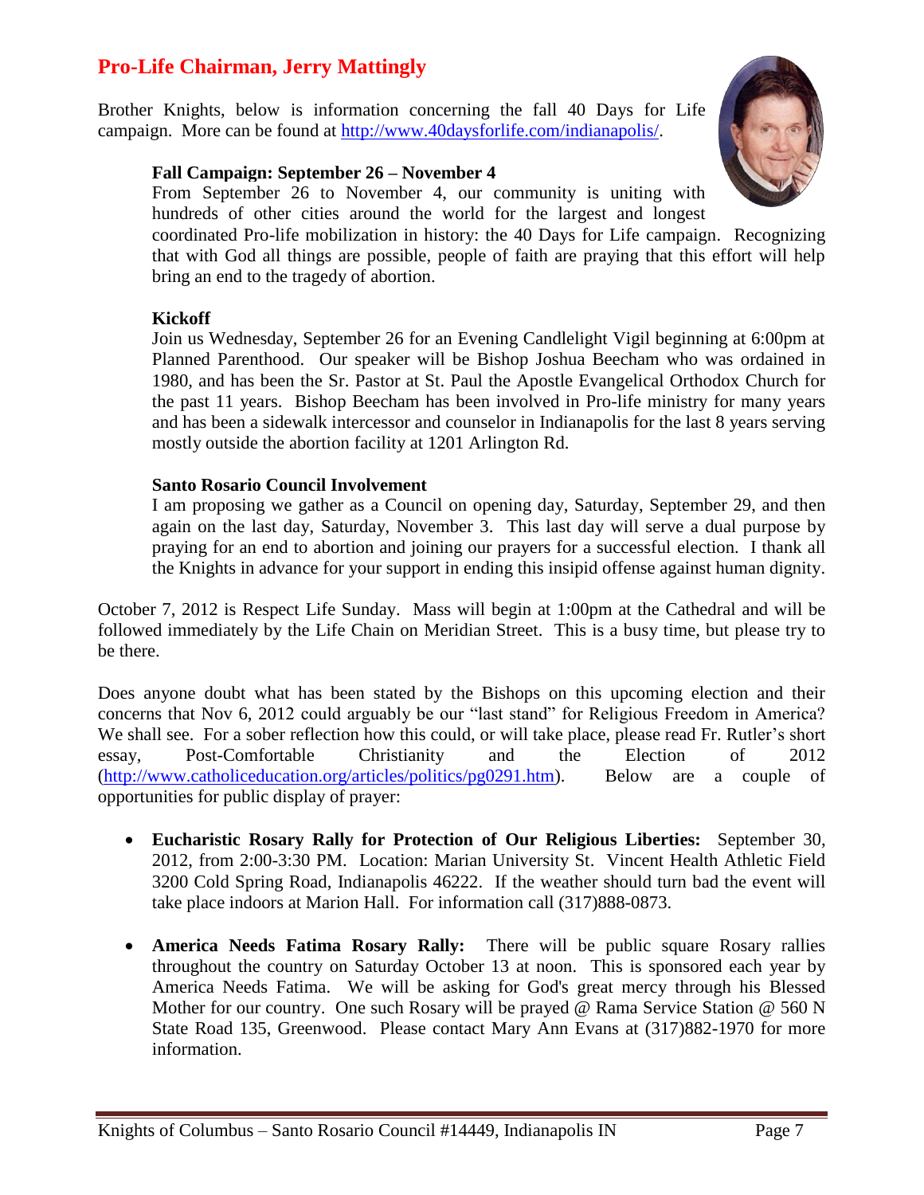## Pro-Life Chairman, Jerry Mattingly

Brother Knights, below is information concerning the fall 40 Days for Life campaign. More can be found at http://www.40daysforlife.com/indianapolis/.

**Fall Campaign: September 26 – November 4**

From September 26 to November 4, our community is uniting with hundreds of other cities around the world for the largest and longest coordinated Pro-life mobilization in history: the 40 Days for Life campaign. Recognizing that with God all things are possible, people of faith are praying that this effort will help bring an end to the tragedy of abortion.

**Kickoff**

Join us Wednesday, September 26 for an Evening Candlelight Vigil beginning at 6:00pm at Planned Parenthood. Our speaker will be Bishop Joshua Beecham who was ordained in 1980, and has been the Sr. Pastor at St. Paul the Apostle Evangelical Orthodox Church for the past 11 years. Bishop Beecham has been involved in Pro-life ministry for many years and has been a sidewalk intercessor and counselor in Indianapolis for the last 8 years serving mostly outside the abortion facility at 1201 Arlington Rd.

**Santo Rosario Council Involvement**

I am proposing we gather as a Council on opening day, Saturday, September 29, and then again on the last day, Saturday, November 3. This last day will serve a dual purpose by praying for an end to abortion and joining our prayers for a successful election. I thank all the Knights in advance for your support in ending this insipid offense against human dignity.

October 7, 2012 is Respect Life Sunday. Mass will begin at 1:00pm at the Cathedral and will be followed immediately by the Life Chain on Meridian Street. This is a busy time, but please try to be there.

Does anyone doubt what has been stated by the Bishops on this upcoming election and their concerns that Nov 6, 2012 could arguably be our "last stand" for Religious Freedom in America? We shall see. For a sober reflection how this could, or will take place, please read Fr. Rutler's short essay, Post-Comfortable Christianity and the Election of 2012 (http://www.catholiceducation.org/articles/politics/pg0291.htm). Below are a couple of opportunities for public display of prayer:

- **Eucharistic Rosary Rally for Protection of Our Religious Liberties:** September 30, 2012, from 2:00-3:30 PM. Location: Marian University St. Vincent Health Athletic Field 3200 Cold Spring Road, Indianapolis 46222. If the weather should turn bad the event will take place indoors at Marion Hall. For information call (317)888-0873.

- **America Needs Fatima Rosary Rally:** There will be public square Rosary rallies throughout the country on Saturday October 13 at noon. This is sponsored each year by America Needs Fatima. We will be asking for God's great mercy through his Blessed Mother for our country. One such Rosary will be prayed @ Rama Service Station @ 560 N State Road 135, Greenwood. Please contact Mary Ann Evans at (317)882-1970 for more information.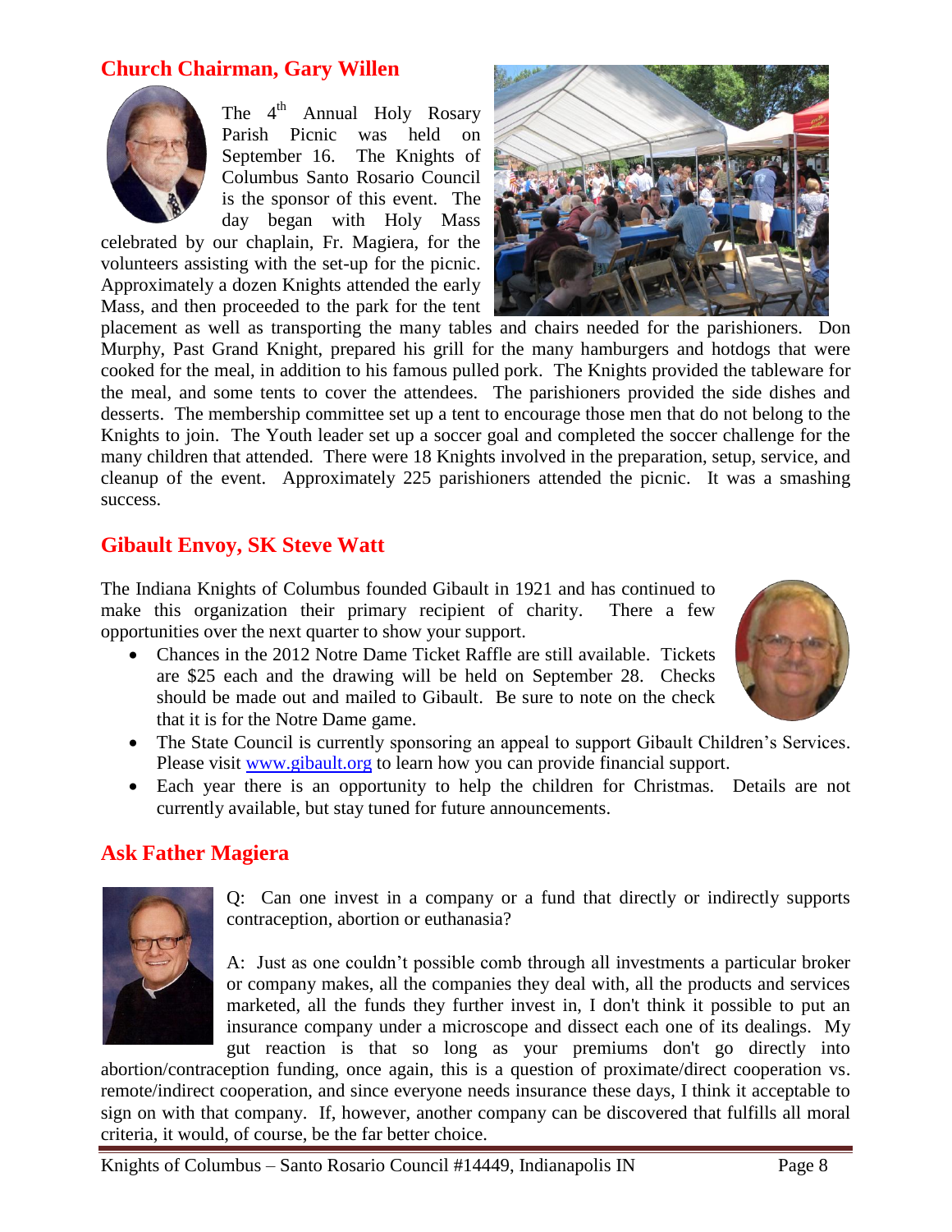## Church Chairman, Gary Willen

The 4th Annual Holy Rosary Parish Picnic was held on September 16. The Knights of Columbus Santo Rosario Council is the sponsor of this event. The day began with Holy Mass celebrated by our chaplain, Fr. Magiera, for the volunteers assisting with the set-up for the picnic. Approximately a dozen Knights attended the early Mass, and then proceeded to the park for the tent placement as well as transporting the many tables and chairs needed for the parishioners. Don Murphy, Past Grand Knight, prepared his grill for the many hamburgers and hotdogs that were cooked for the meal, in addition to his famous pulled pork. The Knights provided the tableware for the meal, and some tents to cover the attendees. The parishioners provided the side dishes and desserts. The membership committee set up a tent to encourage those men that do not belong to the Knights to join. The Youth leader set up a soccer goal and completed the soccer challenge for the many children that attended. There were 18 Knights involved in the preparation, setup, service, and cleanup of the event. Approximately 225 parishioners attended the picnic. It was a smashing success.

## Gibault Envoy, SK Steve Watt

The Indiana Knights of Columbus founded Gibault in 1921 and has continued to make this organization their primary recipient of charity. There a few opportunities over the next quarter to show your support.

- Chances in the 2012 Notre Dame Ticket Raffle are still available. Tickets are $25 each and the drawing will be held on September 28. Checks should be made out and mailed to Gibault. Be sure to note on the check that it is for the Notre Dame game.
- The State Council is currently sponsoring an appeal to support Gibault Children's Services. Please visit www.gibault.org to learn how you can provide financial support.
- Each year there is an opportunity to help the children for Christmas. Details are not currently available, but stay tuned for future announcements.

## Ask Father Magiera

Q: Can one invest in a company or a fund that directly or indirectly supports contraception, abortion or euthanasia?

A: Just as one couldn't possible comb through all investments a particular broker or company makes, all the companies they deal with, all the products and services marketed, all the funds they further invest in, I don't think it possible to put an insurance company under a microscope and dissect each one of its dealings. My gut reaction is that so long as your premiums don't go directly into abortion/contraception funding, once again, this is a question of proximate/direct cooperation vs. remote/indirect cooperation, and since everyone needs insurance these days, I think it acceptable to sign on with that company. If, however, another company can be discovered that fulfills all moral criteria, it would, of course, be the far better choice.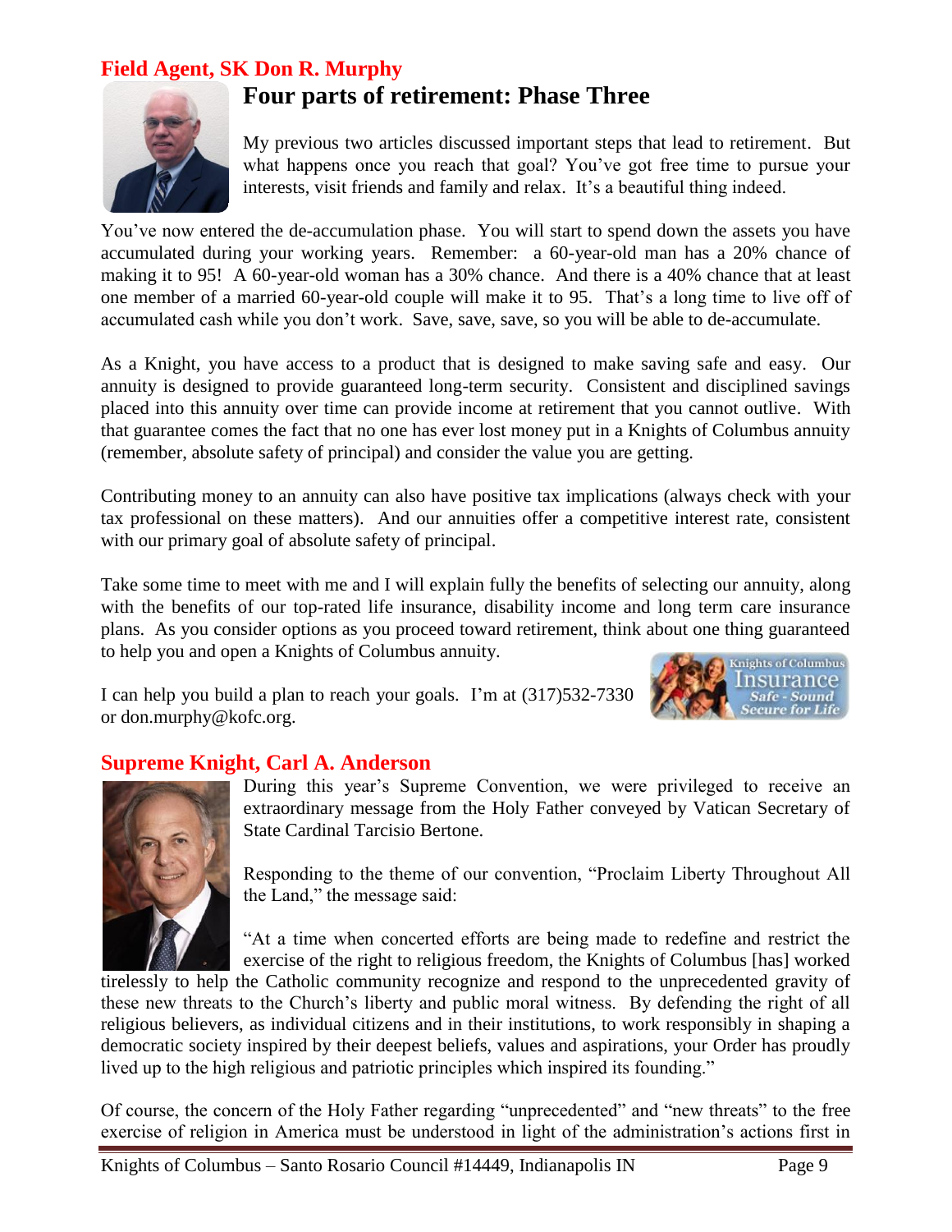## Field Agent, SK Don R. Murphy

### Four parts of retirement: Phase Three

My previous two articles discussed important steps that lead to retirement. But what happens once you reach that goal? You've got free time to pursue your interests, visit friends and family and relax. It's a beautiful thing indeed.

You've now entered the de-accumulation phase. You will start to spend down the assets you have accumulated during your working years. Remember: a 60-year-old man has a 20% chance of making it to 95! A 60-year-old woman has a 30% chance. And there is a 40% chance that at least one member of a married 60-year-old couple will make it to 95. That's a long time to live off of accumulated cash while you don't work. Save, save, save, so you will be able to de-accumulate.

As a Knight, you have access to a product that is designed to make saving safe and easy. Our annuity is designed to provide guaranteed long-term security. Consistent and disciplined savings placed into this annuity over time can provide income at retirement that you cannot outlive. With that guarantee comes the fact that no one has ever lost money put in a Knights of Columbus annuity (remember, absolute safety of principal) and consider the value you are getting.

Contributing money to an annuity can also have positive tax implications (always check with your tax professional on these matters). And our annuities offer a competitive interest rate, consistent with our primary goal of absolute safety of principal.

Take some time to meet with me and I will explain fully the benefits of selecting our annuity, along with the benefits of our top-rated life insurance, disability income and long term care insurance plans. As you consider options as you proceed toward retirement, think about one thing guaranteed to help you and open a Knights of Columbus annuity.

I can help you build a plan to reach your goals. I'm at (317)532-7330 or don.murphy@kofc.org.

Knights of Columbus Insurance
Safe - Sound
Secure for Life

## Supreme Knight, Carl A. Anderson

During this year's Supreme Convention, we were privileged to receive an extraordinary message from the Holy Father conveyed by Vatican Secretary of State Cardinal Tarcisio Bertone.

Responding to the theme of our convention, "Proclaim Liberty Throughout All the Land," the message said:

"At a time when concerted efforts are being made to redefine and restrict the exercise of the right to religious freedom, the Knights of Columbus [has] worked tirelessly to help the Catholic community recognize and respond to the unprecedented gravity of these new threats to the Church's liberty and public moral witness. By defending the right of all religious believers, as individual citizens and in their institutions, to work responsibly in shaping a democratic society inspired by their deepest beliefs, values and aspirations, your Order has proudly lived up to the high religious and patriotic principles which inspired its founding."

Of course, the concern of the Holy Father regarding "unprecedented" and "new threats" to the free exercise of religion in America must be understood in light of the administration's actions first in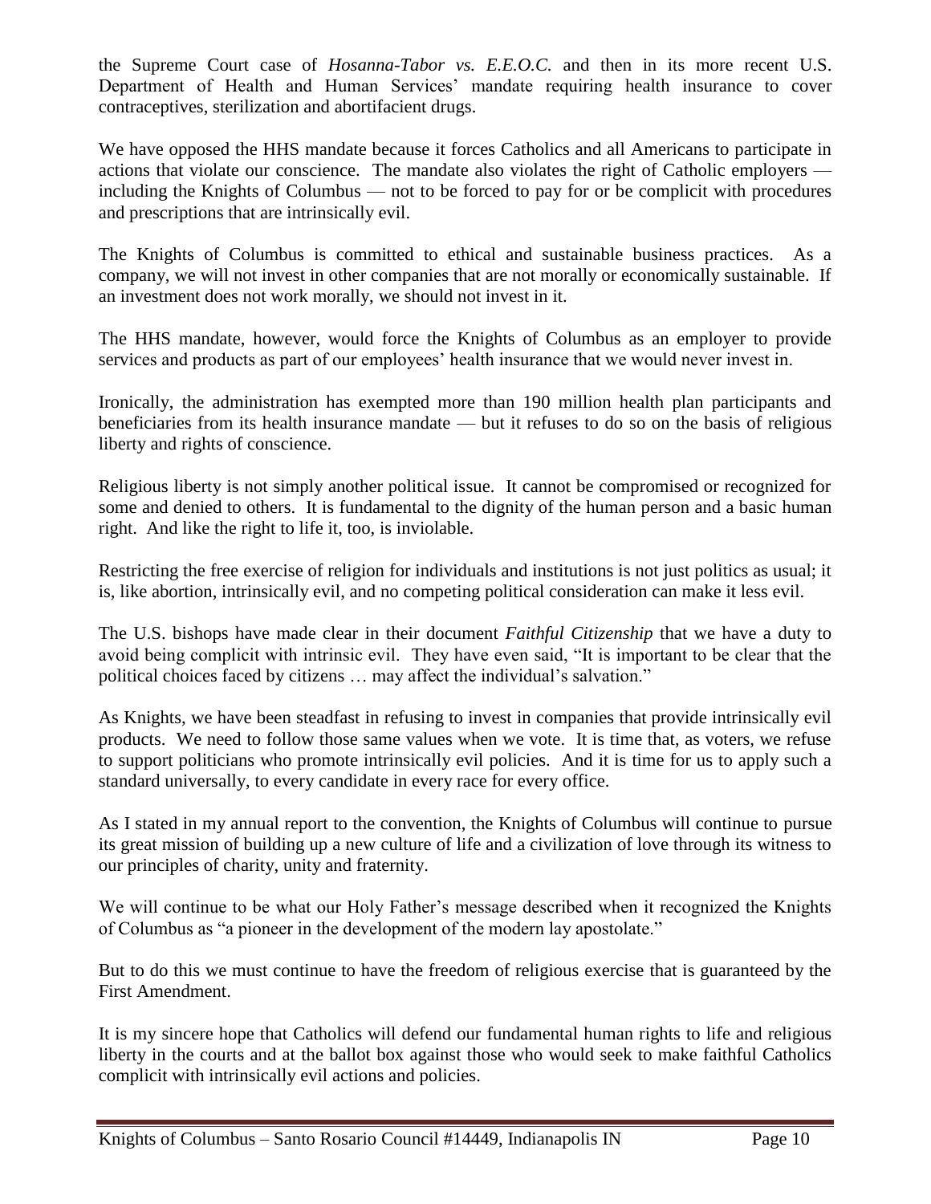the Supreme Court case of *Hosanna-Tabor vs. E.E.O.C.* and then in its more recent U.S. Department of Health and Human Services' mandate requiring health insurance to cover contraceptives, sterilization and abortifacient drugs.

We have opposed the HHS mandate because it forces Catholics and all Americans to participate in actions that violate our conscience. The mandate also violates the right of Catholic employers — including the Knights of Columbus — not to be forced to pay for or be complicit with procedures and prescriptions that are intrinsically evil.

The Knights of Columbus is committed to ethical and sustainable business practices. As a company, we will not invest in other companies that are not morally or economically sustainable. If an investment does not work morally, we should not invest in it.

The HHS mandate, however, would force the Knights of Columbus as an employer to provide services and products as part of our employees' health insurance that we would never invest in.

Ironically, the administration has exempted more than 190 million health plan participants and beneficiaries from its health insurance mandate — but it refuses to do so on the basis of religious liberty and rights of conscience.

Religious liberty is not simply another political issue. It cannot be compromised or recognized for some and denied to others. It is fundamental to the dignity of the human person and a basic human right. And like the right to life it, too, is inviolable.

Restricting the free exercise of religion for individuals and institutions is not just politics as usual; it is, like abortion, intrinsically evil, and no competing political consideration can make it less evil.

The U.S. bishops have made clear in their document *Faithful Citizenship* that we have a duty to avoid being complicit with intrinsic evil. They have even said, "It is important to be clear that the political choices faced by citizens … may affect the individual's salvation."

As Knights, we have been steadfast in refusing to invest in companies that provide intrinsically evil products. We need to follow those same values when we vote. It is time that, as voters, we refuse to support politicians who promote intrinsically evil policies. And it is time for us to apply such a standard universally, to every candidate in every race for every office.

As I stated in my annual report to the convention, the Knights of Columbus will continue to pursue its great mission of building up a new culture of life and a civilization of love through its witness to our principles of charity, unity and fraternity.

We will continue to be what our Holy Father's message described when it recognized the Knights of Columbus as "a pioneer in the development of the modern lay apostolate."

But to do this we must continue to have the freedom of religious exercise that is guaranteed by the First Amendment.

It is my sincere hope that Catholics will defend our fundamental human rights to life and religious liberty in the courts and at the ballot box against those who would seek to make faithful Catholics complicit with intrinsically evil actions and policies.